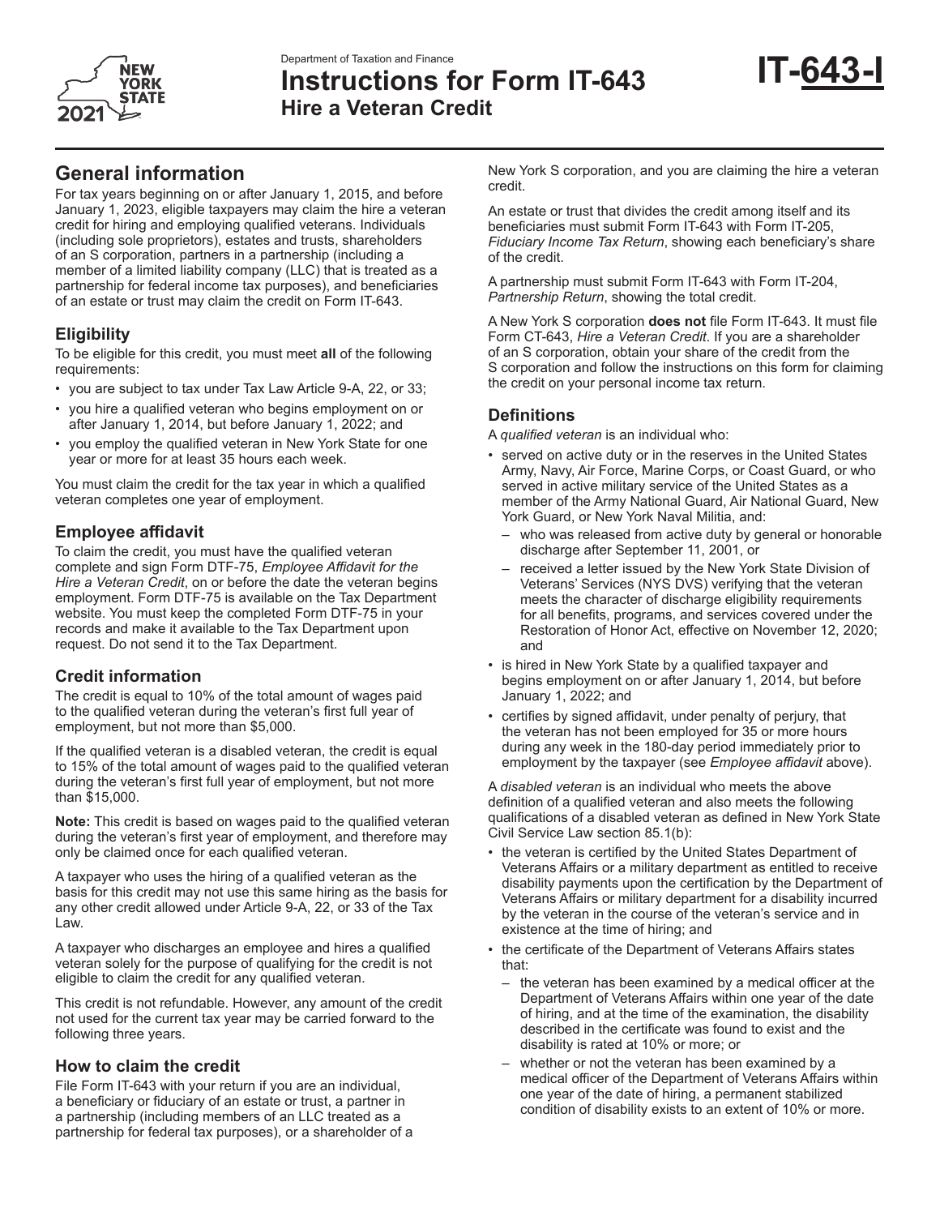Department of Taxation and Finance

# Instructions for Form IT-643 Hire a Veteran Credit

**IT-643-I**

New York State 2021

## General information

For tax years beginning on or after January 1, 2015, and before January 1, 2023, eligible taxpayers may claim the hire a veteran credit for hiring and employing qualified veterans. Individuals (including sole proprietors), estates and trusts, shareholders of an S corporation, partners in a partnership (including a member of a limited liability company (LLC) that is treated as a partnership for federal income tax purposes), and beneficiaries of an estate or trust may claim the credit on Form IT-643.

### Eligibility

To be eligible for this credit, you must meet **all** of the following requirements:

- you are subject to tax under Tax Law Article 9-A, 22, or 33;
- you hire a qualified veteran who begins employment on or after January 1, 2014, but before January 1, 2022; and
- you employ the qualified veteran in New York State for one year or more for at least 35 hours each week.

You must claim the credit for the tax year in which a qualified veteran completes one year of employment.

### Employee affidavit

To claim the credit, you must have the qualified veteran complete and sign Form DTF-75, *Employee Affidavit for the Hire a Veteran Credit*, on or before the date the veteran begins employment. Form DTF-75 is available on the Tax Department website. You must keep the completed Form DTF-75 in your records and make it available to the Tax Department upon request. Do not send it to the Tax Department.

### Credit information

The credit is equal to 10% of the total amount of wages paid to the qualified veteran during the veteran's first full year of employment, but not more than $5,000.

If the qualified veteran is a disabled veteran, the credit is equal to 15% of the total amount of wages paid to the qualified veteran during the veteran's first full year of employment, but not more than $15,000.

**Note:** This credit is based on wages paid to the qualified veteran during the veteran's first year of employment, and therefore may only be claimed once for each qualified veteran.

A taxpayer who uses the hiring of a qualified veteran as the basis for this credit may not use this same hiring as the basis for any other credit allowed under Article 9-A, 22, or 33 of the Tax Law.

A taxpayer who discharges an employee and hires a qualified veteran solely for the purpose of qualifying for the credit is not eligible to claim the credit for any qualified veteran.

This credit is not refundable. However, any amount of the credit not used for the current tax year may be carried forward to the following three years.

### How to claim the credit

File Form IT-643 with your return if you are an individual, a beneficiary or fiduciary of an estate or trust, a partner in a partnership (including members of an LLC treated as a partnership for federal tax purposes), or a shareholder of a New York S corporation, and you are claiming the hire a veteran credit.

An estate or trust that divides the credit among itself and its beneficiaries must submit Form IT-643 with Form IT-205, *Fiduciary Income Tax Return*, showing each beneficiary's share of the credit.

A partnership must submit Form IT-643 with Form IT-204, *Partnership Return*, showing the total credit.

A New York S corporation **does not** file Form IT-643. It must file Form CT-643, *Hire a Veteran Credit*. If you are a shareholder of an S corporation, obtain your share of the credit from the S corporation and follow the instructions on this form for claiming the credit on your personal income tax return.

### Definitions

A *qualified veteran* is an individual who:

- served on active duty or in the reserves in the United States Army, Navy, Air Force, Marine Corps, or Coast Guard, or who served in active military service of the United States as a member of the Army National Guard, Air National Guard, New York Guard, or New York Naval Militia, and:
  - who was released from active duty by general or honorable discharge after September 11, 2001, or
  - received a letter issued by the New York State Division of Veterans' Services (NYS DVS) verifying that the veteran meets the character of discharge eligibility requirements for all benefits, programs, and services covered under the Restoration of Honor Act, effective on November 12, 2020; and
- is hired in New York State by a qualified taxpayer and begins employment on or after January 1, 2014, but before January 1, 2022; and
- certifies by signed affidavit, under penalty of perjury, that the veteran has not been employed for 35 or more hours during any week in the 180-day period immediately prior to employment by the taxpayer (see *Employee affidavit* above).

A *disabled veteran* is an individual who meets the above definition of a qualified veteran and also meets the following qualifications of a disabled veteran as defined in New York State Civil Service Law section 85.1(b):

- the veteran is certified by the United States Department of Veterans Affairs or a military department as entitled to receive disability payments upon the certification by the Department of Veterans Affairs or military department for a disability incurred by the veteran in the course of the veteran's service and in existence at the time of hiring; and
- the certificate of the Department of Veterans Affairs states that:
  - the veteran has been examined by a medical officer at the Department of Veterans Affairs within one year of the date of hiring, and at the time of the examination, the disability described in the certificate was found to exist and the disability is rated at 10% or more; or
  - whether or not the veteran has been examined by a medical officer of the Department of Veterans Affairs within one year of the date of hiring, a permanent stabilized condition of disability exists to an extent of 10% or more.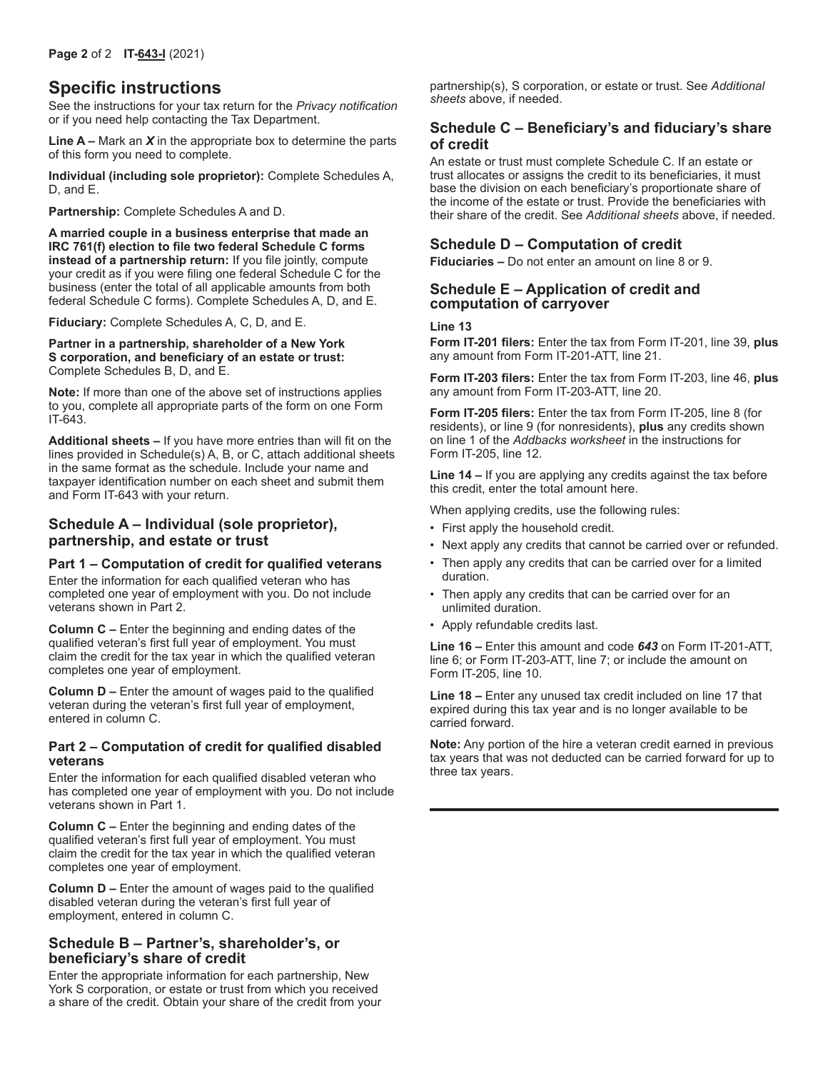## Specific instructions

See the instructions for your tax return for the *Privacy notification* or if you need help contacting the Tax Department.

**Line A –** Mark an ***X*** in the appropriate box to determine the parts of this form you need to complete.

**Individual (including sole proprietor):** Complete Schedules A, D, and E.

**Partnership:** Complete Schedules A and D.

**A married couple in a business enterprise that made an IRC 761(f) election to file two federal Schedule C forms instead of a partnership return:** If you file jointly, compute your credit as if you were filing one federal Schedule C for the business (enter the total of all applicable amounts from both federal Schedule C forms). Complete Schedules A, D, and E.

**Fiduciary:** Complete Schedules A, C, D, and E.

**Partner in a partnership, shareholder of a New York S corporation, and beneficiary of an estate or trust:** Complete Schedules B, D, and E.

**Note:** If more than one of the above set of instructions applies to you, complete all appropriate parts of the form on one Form IT-643.

**Additional sheets –** If you have more entries than will fit on the lines provided in Schedule(s) A, B, or C, attach additional sheets in the same format as the schedule. Include your name and taxpayer identification number on each sheet and submit them and Form IT-643 with your return.

### Schedule A – Individual (sole proprietor), partnership, and estate or trust

#### Part 1 – Computation of credit for qualified veterans

Enter the information for each qualified veteran who has completed one year of employment with you. Do not include veterans shown in Part 2.

**Column C –** Enter the beginning and ending dates of the qualified veteran's first full year of employment. You must claim the credit for the tax year in which the qualified veteran completes one year of employment.

**Column D –** Enter the amount of wages paid to the qualified veteran during the veteran's first full year of employment, entered in column C.

#### Part 2 – Computation of credit for qualified disabled veterans

Enter the information for each qualified disabled veteran who has completed one year of employment with you. Do not include veterans shown in Part 1.

**Column C –** Enter the beginning and ending dates of the qualified veteran's first full year of employment. You must claim the credit for the tax year in which the qualified veteran completes one year of employment.

**Column D –** Enter the amount of wages paid to the qualified disabled veteran during the veteran's first full year of employment, entered in column C.

### Schedule B – Partner's, shareholder's, or beneficiary's share of credit

Enter the appropriate information for each partnership, New York S corporation, or estate or trust from which you received a share of the credit. Obtain your share of the credit from your partnership(s), S corporation, or estate or trust. See *Additional sheets* above, if needed.

### Schedule C – Beneficiary's and fiduciary's share of credit

An estate or trust must complete Schedule C. If an estate or trust allocates or assigns the credit to its beneficiaries, it must base the division on each beneficiary's proportionate share of the income of the estate or trust. Provide the beneficiaries with their share of the credit. See *Additional sheets* above, if needed.

### Schedule D – Computation of credit

**Fiduciaries –** Do not enter an amount on line 8 or 9.

### Schedule E – Application of credit and computation of carryover

**Line 13**

**Form IT-201 filers:** Enter the tax from Form IT-201, line 39, **plus** any amount from Form IT-201-ATT, line 21.

**Form IT-203 filers:** Enter the tax from Form IT-203, line 46, **plus** any amount from Form IT-203-ATT, line 20.

**Form IT-205 filers:** Enter the tax from Form IT-205, line 8 (for residents), or line 9 (for nonresidents), **plus** any credits shown on line 1 of the *Addbacks worksheet* in the instructions for Form IT-205, line 12.

**Line 14 –** If you are applying any credits against the tax before this credit, enter the total amount here.

When applying credits, use the following rules:

- First apply the household credit.
- Next apply any credits that cannot be carried over or refunded.
- Then apply any credits that can be carried over for a limited duration.
- Then apply any credits that can be carried over for an unlimited duration.
- Apply refundable credits last.

**Line 16 –** Enter this amount and code ***643*** on Form IT-201-ATT, line 6; or Form IT-203-ATT, line 7; or include the amount on Form IT-205, line 10.

**Line 18 –** Enter any unused tax credit included on line 17 that expired during this tax year and is no longer available to be carried forward.

**Note:** Any portion of the hire a veteran credit earned in previous tax years that was not deducted can be carried forward for up to three tax years.